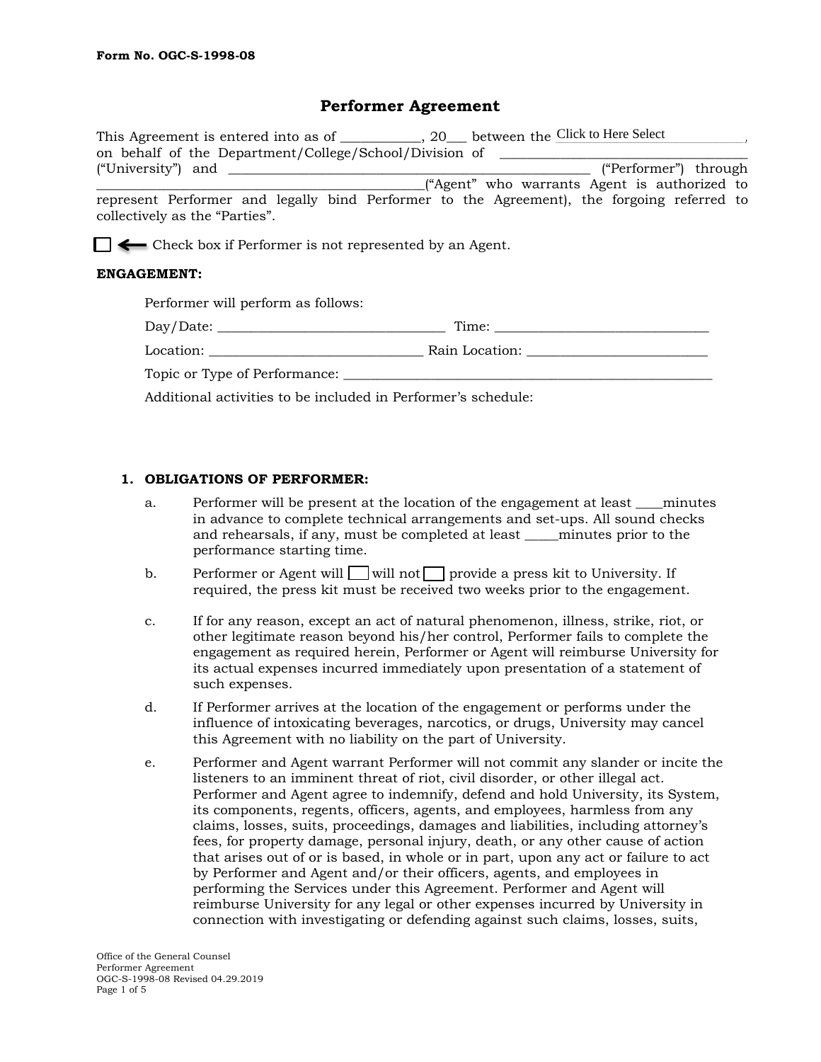Form No. OGC-S-1998-08

# Performer Agreement

This Agreement is entered into as of ___________, 20___ between the Click to Here Select , on behalf of the Department/College/School/Division of ___________________________________ ("University") and ___________________________________________________ ("Performer") through ______________________________________________("Agent" who warrants Agent is authorized to represent Performer and legally bind Performer to the Agreement), the forgoing referred to collectively as the "Parties".

☐ ⟵ Check box if Performer is not represented by an Agent.

**ENGAGEMENT:**

Performer will perform as follows:

Day/Date: _________________________________ Time: _______________________________

Location: _______________________________ Rain Location: __________________________

Topic or Type of Performance: _______________________________________________________

Additional activities to be included in Performer's schedule:

1. **OBLIGATIONS OF PERFORMER:**

   a. Performer will be present at the location of the engagement at least ____minutes in advance to complete technical arrangements and set-ups. All sound checks and rehearsals, if any, must be completed at least _____minutes prior to the performance starting time.

   b. Performer or Agent will ☐ will not ☐ provide a press kit to University. If required, the press kit must be received two weeks prior to the engagement.

   c. If for any reason, except an act of natural phenomenon, illness, strike, riot, or other legitimate reason beyond his/her control, Performer fails to complete the engagement as required herein, Performer or Agent will reimburse University for its actual expenses incurred immediately upon presentation of a statement of such expenses.

   d. If Performer arrives at the location of the engagement or performs under the influence of intoxicating beverages, narcotics, or drugs, University may cancel this Agreement with no liability on the part of University.

   e. Performer and Agent warrant Performer will not commit any slander or incite the listeners to an imminent threat of riot, civil disorder, or other illegal act. Performer and Agent agree to indemnify, defend and hold University, its System, its components, regents, officers, agents, and employees, harmless from any claims, losses, suits, proceedings, damages and liabilities, including attorney's fees, for property damage, personal injury, death, or any other cause of action that arises out of or is based, in whole or in part, upon any act or failure to act by Performer and Agent and/or their officers, agents, and employees in performing the Services under this Agreement. Performer and Agent will reimburse University for any legal or other expenses incurred by University in connection with investigating or defending against such claims, losses, suits,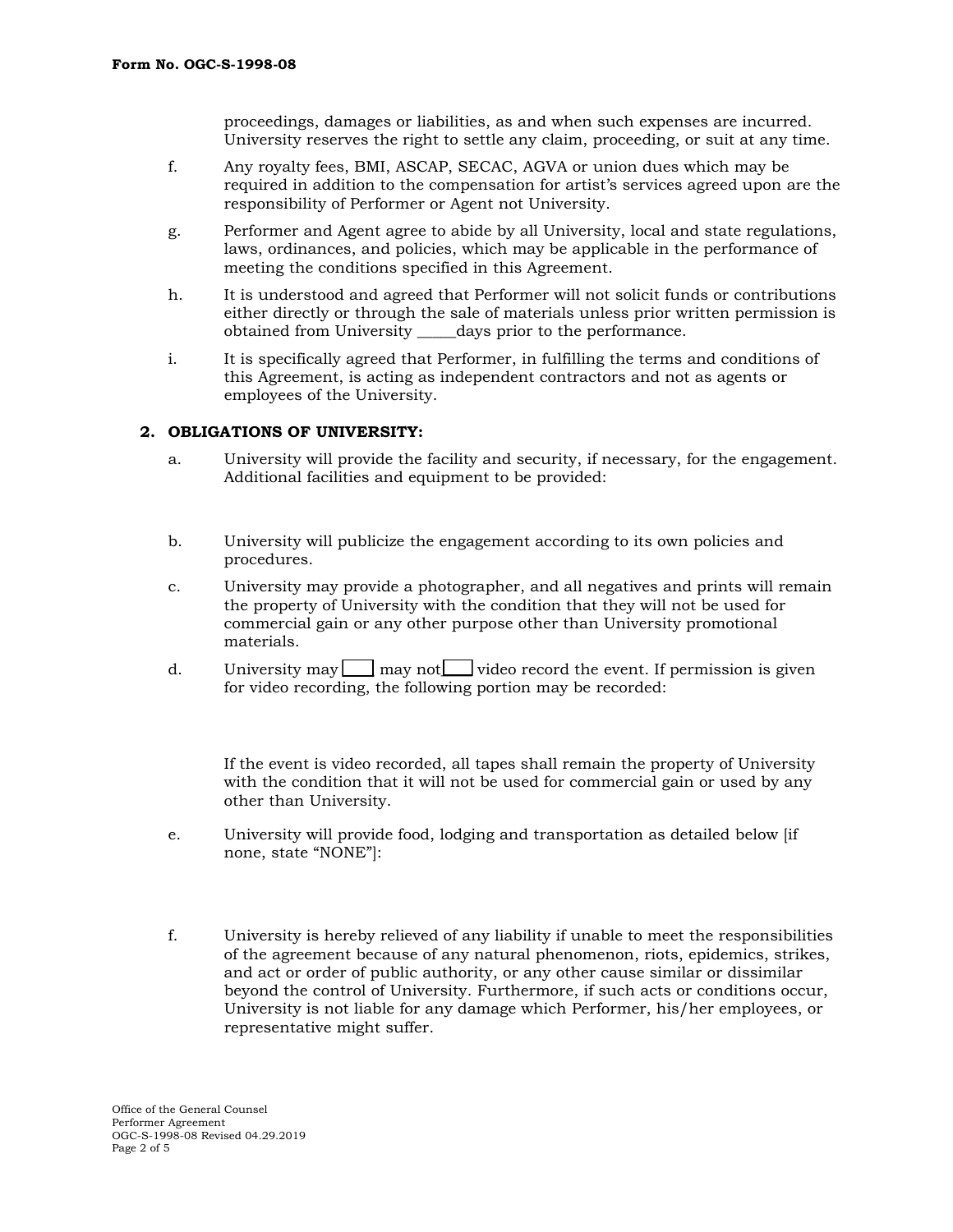proceedings, damages or liabilities, as and when such expenses are incurred. University reserves the right to settle any claim, proceeding, or suit at any time.

f. Any royalty fees, BMI, ASCAP, SECAC, AGVA or union dues which may be required in addition to the compensation for artist's services agreed upon are the responsibility of Performer or Agent not University.

g. Performer and Agent agree to abide by all University, local and state regulations, laws, ordinances, and policies, which may be applicable in the performance of meeting the conditions specified in this Agreement.

h. It is understood and agreed that Performer will not solicit funds or contributions either directly or through the sale of materials unless prior written permission is obtained from University _____days prior to the performance.

i. It is specifically agreed that Performer, in fulfilling the terms and conditions of this Agreement, is acting as independent contractors and not as agents or employees of the University.

**2. OBLIGATIONS OF UNIVERSITY:**

a. University will provide the facility and security, if necessary, for the engagement. Additional facilities and equipment to be provided:

b. University will publicize the engagement according to its own policies and procedures.

c. University may provide a photographer, and all negatives and prints will remain the property of University with the condition that they will not be used for commercial gain or any other purpose other than University promotional materials.

d. University may ☐ may not ☐ video record the event. If permission is given for video recording, the following portion may be recorded:

If the event is video recorded, all tapes shall remain the property of University with the condition that it will not be used for commercial gain or used by any other than University.

e. University will provide food, lodging and transportation as detailed below [if none, state "NONE"]:

f. University is hereby relieved of any liability if unable to meet the responsibilities of the agreement because of any natural phenomenon, riots, epidemics, strikes, and act or order of public authority, or any other cause similar or dissimilar beyond the control of University. Furthermore, if such acts or conditions occur, University is not liable for any damage which Performer, his/her employees, or representative might suffer.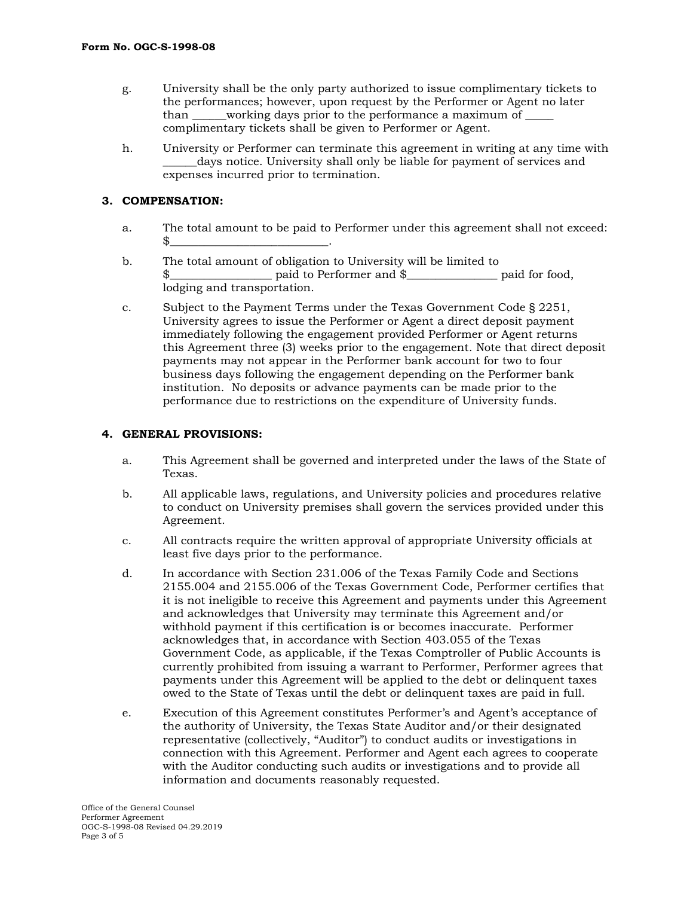g. University shall be the only party authorized to issue complimentary tickets to the performances; however, upon request by the Performer or Agent no later than ______working days prior to the performance a maximum of _____ complimentary tickets shall be given to Performer or Agent.

h. University or Performer can terminate this agreement in writing at any time with ______days notice. University shall only be liable for payment of services and expenses incurred prior to termination.

## 3. COMPENSATION:

a. The total amount to be paid to Performer under this agreement shall not exceed: $___________________________.

b. The total amount of obligation to University will be limited to $_________________ paid to Performer and $________________ paid for food, lodging and transportation.

c. Subject to the Payment Terms under the Texas Government Code § 2251, University agrees to issue the Performer or Agent a direct deposit payment immediately following the engagement provided Performer or Agent returns this Agreement three (3) weeks prior to the engagement. Note that direct deposit payments may not appear in the Performer bank account for two to four business days following the engagement depending on the Performer bank institution. No deposits or advance payments can be made prior to the performance due to restrictions on the expenditure of University funds.

## 4. GENERAL PROVISIONS:

a. This Agreement shall be governed and interpreted under the laws of the State of Texas.

b. All applicable laws, regulations, and University policies and procedures relative to conduct on University premises shall govern the services provided under this Agreement.

c. All contracts require the written approval of appropriate University officials at least five days prior to the performance.

d. In accordance with Section 231.006 of the Texas Family Code and Sections 2155.004 and 2155.006 of the Texas Government Code, Performer certifies that it is not ineligible to receive this Agreement and payments under this Agreement and acknowledges that University may terminate this Agreement and/or withhold payment if this certification is or becomes inaccurate. Performer acknowledges that, in accordance with Section 403.055 of the Texas Government Code, as applicable, if the Texas Comptroller of Public Accounts is currently prohibited from issuing a warrant to Performer, Performer agrees that payments under this Agreement will be applied to the debt or delinquent taxes owed to the State of Texas until the debt or delinquent taxes are paid in full.

e. Execution of this Agreement constitutes Performer's and Agent's acceptance of the authority of University, the Texas State Auditor and/or their designated representative (collectively, "Auditor") to conduct audits or investigations in connection with this Agreement. Performer and Agent each agrees to cooperate with the Auditor conducting such audits or investigations and to provide all information and documents reasonably requested.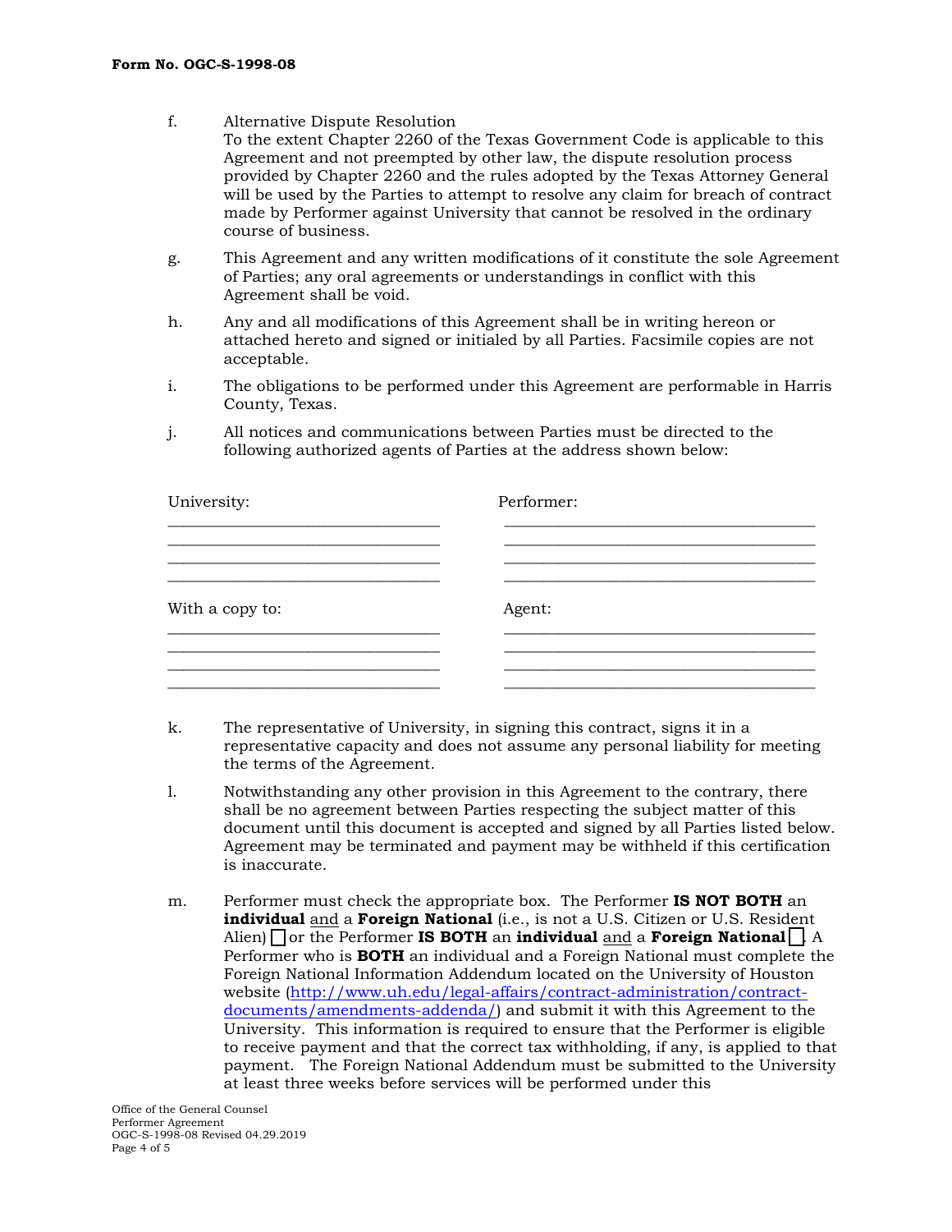f. Alternative Dispute Resolution
To the extent Chapter 2260 of the Texas Government Code is applicable to this Agreement and not preempted by other law, the dispute resolution process provided by Chapter 2260 and the rules adopted by the Texas Attorney General will be used by the Parties to attempt to resolve any claim for breach of contract made by Performer against University that cannot be resolved in the ordinary course of business.

g. This Agreement and any written modifications of it constitute the sole Agreement of Parties; any oral agreements or understandings in conflict with this Agreement shall be void.

h. Any and all modifications of this Agreement shall be in writing hereon or attached hereto and signed or initialed by all Parties. Facsimile copies are not acceptable.

i. The obligations to be performed under this Agreement are performable in Harris County, Texas.

j. All notices and communications between Parties must be directed to the following authorized agents of Parties at the address shown below:

| University: | Performer: |
|---|---|
| ______________________________ | ______________________________ |
| ______________________________ | ______________________________ |
| ______________________________ | ______________________________ |
| ______________________________ | ______________________________ |
| **With a copy to:** | **Agent:** |
| ______________________________ | ______________________________ |
| ______________________________ | ______________________________ |
| ______________________________ | ______________________________ |
| ______________________________ | ______________________________ |

k. The representative of University, in signing this contract, signs it in a representative capacity and does not assume any personal liability for meeting the terms of the Agreement.

l. Notwithstanding any other provision in this Agreement to the contrary, there shall be no agreement between Parties respecting the subject matter of this document until this document is accepted and signed by all Parties listed below. Agreement may be terminated and payment may be withheld if this certification is inaccurate.

m. Performer must check the appropriate box. The Performer **IS NOT BOTH** an **individual** and a **Foreign National** (i.e., is not a U.S. Citizen or U.S. Resident Alien) ☐ or the Performer **IS BOTH** an **individual** and a **Foreign National** ☐. A Performer who is **BOTH** an individual and a Foreign National must complete the Foreign National Information Addendum located on the University of Houston website (http://www.uh.edu/legal-affairs/contract-administration/contract-documents/amendments-addenda/) and submit it with this Agreement to the University. This information is required to ensure that the Performer is eligible to receive payment and that the correct tax withholding, if any, is applied to that payment. The Foreign National Addendum must be submitted to the University at least three weeks before services will be performed under this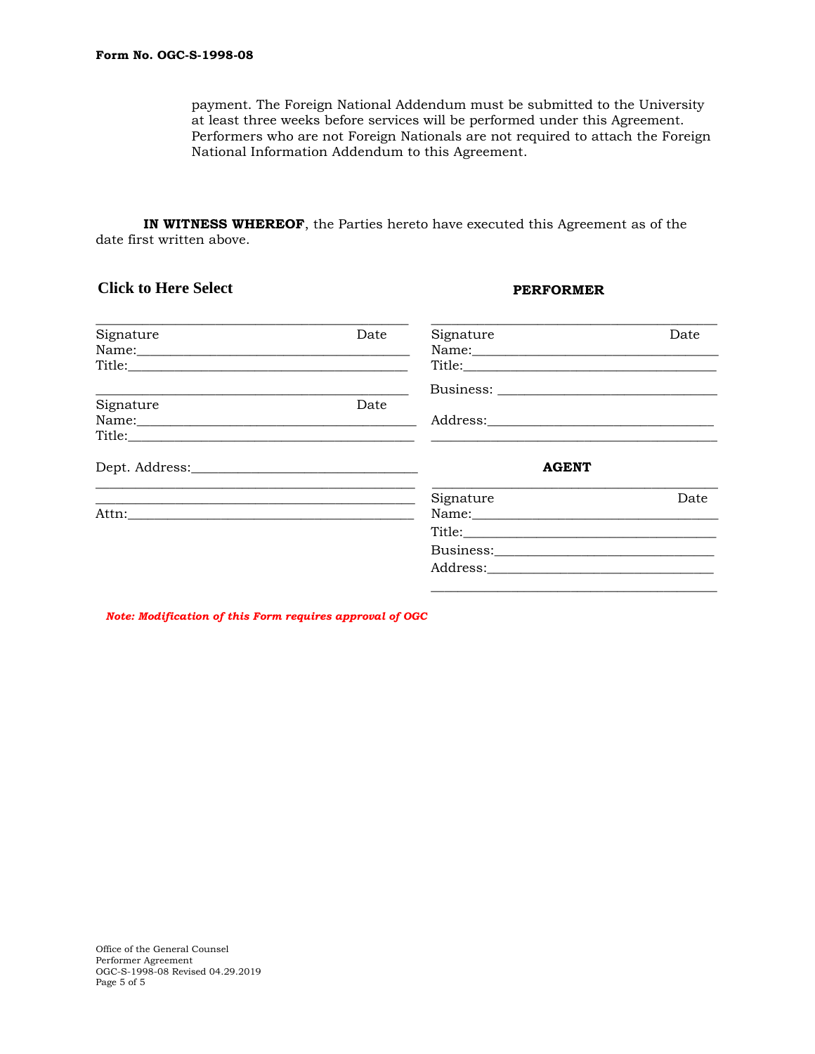payment. The Foreign National Addendum must be submitted to the University at least three weeks before services will be performed under this Agreement. Performers who are not Foreign Nationals are not required to attach the Foreign National Information Addendum to this Agreement.

**IN WITNESS WHEREOF**, the Parties hereto have executed this Agreement as of the date first written above.

**Click to Here Select**

_______________________________________________
Signature Date
Name:__________________________________________
Title:___________________________________________

_______________________________________________
Signature Date
Name:__________________________________________
Title:___________________________________________

Dept. Address:__________________________________
_______________________________________________
_______________________________________________
Attn:___________________________________________

**PERFORMER**

_______________________________________________
Signature Date
Name:__________________________________________
Title:___________________________________________

Business: _______________________________________

Address:_________________________________________
_______________________________________________

**AGENT**

_______________________________________________
Signature Date
Name:__________________________________________
Title:___________________________________________
Business:________________________________________
Address:_________________________________________
_______________________________________________

***Note: Modification of this Form requires approval of OGC***